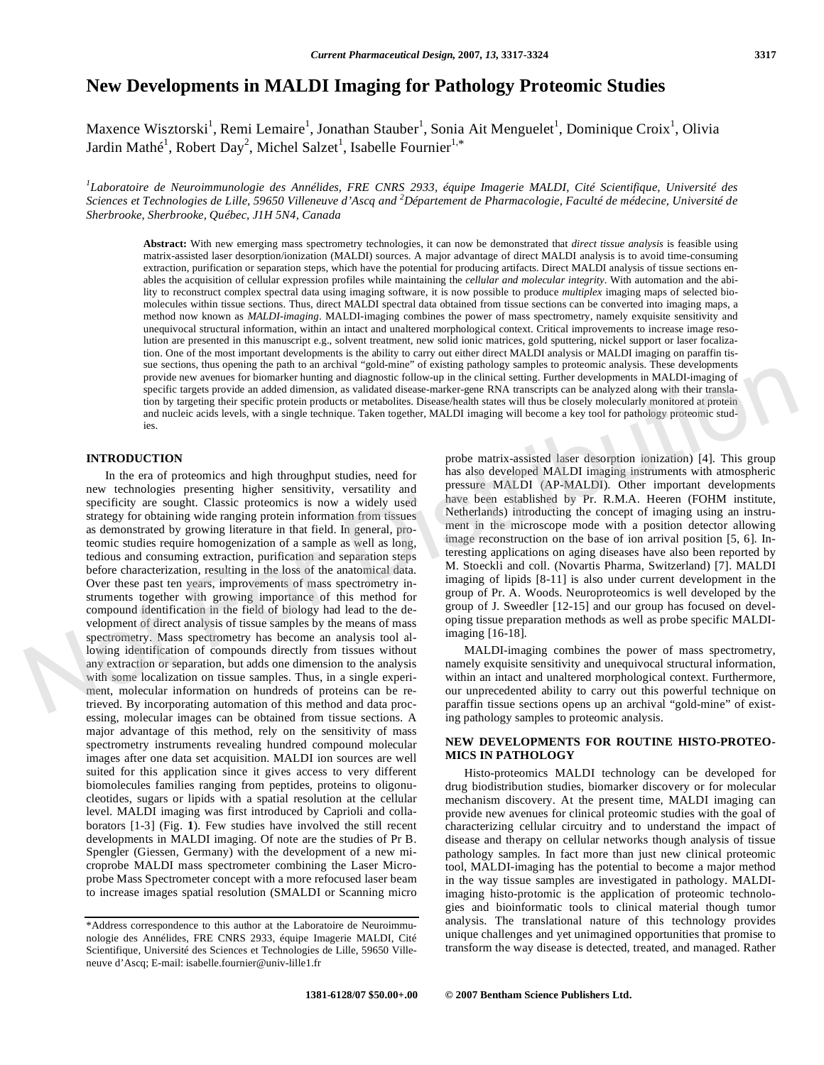# New Developments in MALDI Imaging for Pathology Proteomic Studies

Maxence Wisztorski[1], Remi Lemaire[1], Jonathan Stauber[1], Sonia Ait Menguelet[1], Dominique Croix[1], Olivia Jardin Mathé[1], Robert Day[2], Michel Salzet[1], Isabelle Fournier[1,*]

*[1]Laboratoire de Neuroimmunologie des Annélides, FRE CNRS 2933, équipe Imagerie MALDI, Cité Scientifique, Université des Sciences et Technologies de Lille, 59650 Villeneuve d'Ascq and [2]Département de Pharmacologie, Faculté de médecine, Université de Sherbrooke, Sherbrooke, Québec, J1H 5N4, Canada*

**Abstract:** With new emerging mass spectrometry technologies, it can now be demonstrated that *direct tissue analysis* is feasible using matrix-assisted laser desorption/ionization (MALDI) sources. A major advantage of direct MALDI analysis is to avoid time-consuming extraction, purification or separation steps, which have the potential for producing artifacts. Direct MALDI analysis of tissue sections enables the acquisition of cellular expression profiles while maintaining the *cellular and molecular integrity*. With automation and the ability to reconstruct complex spectral data using imaging software, it is now possible to produce *multiplex* imaging maps of selected biomolecules within tissue sections. Thus, direct MALDI spectral data obtained from tissue sections can be converted into imaging maps, a method now known as *MALDI-imaging*. MALDI-imaging combines the power of mass spectrometry, namely exquisite sensitivity and unequivocal structural information, within an intact and unaltered morphological context. Critical improvements to increase image resolution are presented in this manuscript e.g., solvent treatment, new solid ionic matrices, gold sputtering, nickel support or laser focalization. One of the most important developments is the ability to carry out either direct MALDI analysis or MALDI imaging on paraffin tissue sections, thus opening the path to an archival "gold-mine" of existing pathology samples to proteomic analysis. These developments provide new avenues for biomarker hunting and diagnostic follow-up in the clinical setting. Further developments in MALDI-imaging of specific targets provide an added dimension, as validated disease-marker-gene RNA transcripts can be analyzed along with their translation by targeting their specific protein products or metabolites. Disease/health states will thus be closely molecularly monitored at protein and nucleic acids levels, with a single technique. Taken together, MALDI imaging will become a key tool for pathology proteomic studies.

## INTRODUCTION

In the era of proteomics and high throughput studies, need for new technologies presenting higher sensitivity, versatility and specificity are sought. Classic proteomics is now a widely used strategy for obtaining wide ranging protein information from tissues as demonstrated by growing literature in that field. In general, proteomic studies require homogenization of a sample as well as long, tedious and consuming extraction, purification and separation steps before characterization, resulting in the loss of the anatomical data. Over these past ten years, improvements of mass spectrometry instruments together with growing importance of this method for compound identification in the field of biology had lead to the development of direct analysis of tissue samples by the means of mass spectrometry. Mass spectrometry has become an analysis tool allowing identification of compounds directly from tissues without any extraction or separation, but adds one dimension to the analysis with some localization on tissue samples. Thus, in a single experiment, molecular information on hundreds of proteins can be retrieved. By incorporating automation of this method and data processing, molecular images can be obtained from tissue sections. A major advantage of this method, rely on the sensitivity of mass spectrometry instruments revealing hundred compound molecular images after one data set acquisition. MALDI ion sources are well suited for this application since it gives access to very different biomolecules families ranging from peptides, proteins to oligonucleotides, sugars or lipids with a spatial resolution at the cellular level. MALDI imaging was first introduced by Caprioli and collaborators [1-3] (Fig. **1**). Few studies have involved the still recent developments in MALDI imaging. Of note are the studies of Pr B. Spengler (Giessen, Germany) with the development of a new microprobe MALDI mass spectrometer combining the Laser Microprobe Mass Spectrometer concept with a more refocused laser beam to increase images spatial resolution (SMALDI or Scanning micro probe matrix-assisted laser desorption ionization) [4]. This group has also developed MALDI imaging instruments with atmospheric pressure MALDI (AP-MALDI). Other important developments have been established by Pr. R.M.A. Heeren (FOHM institute, Netherlands) introducting the concept of imaging using an instrument in the microscope mode with a position detector allowing image reconstruction on the base of ion arrival position [5, 6]. Interesting applications on aging diseases have also been reported by M. Stoeckli and coll. (Novartis Pharma, Switzerland) [7]. MALDI imaging of lipids [8-11] is also under current development in the group of Pr. A. Woods. Neuroproteomics is well developed by the group of J. Sweedler [12-15] and our group has focused on developing tissue preparation methods as well as probe specific MALDI-imaging [16-18].

MALDI-imaging combines the power of mass spectrometry, namely exquisite sensitivity and unequivocal structural information, within an intact and unaltered morphological context. Furthermore, our unprecedented ability to carry out this powerful technique on paraffin tissue sections opens up an archival "gold-mine" of existing pathology samples to proteomic analysis.

## NEW DEVELOPMENTS FOR ROUTINE HISTO-PROTEOMICS IN PATHOLOGY

Histo-proteomics MALDI technology can be developed for drug biodistribution studies, biomarker discovery or for molecular mechanism discovery. At the present time, MALDI imaging can provide new avenues for clinical proteomic studies with the goal of characterizing cellular circuitry and to understand the impact of disease and therapy on cellular networks though analysis of tissue pathology samples. In fact more than just new clinical proteomic tool, MALDI-imaging has the potential to become a major method in the way tissue samples are investigated in pathology. MALDI-imaging histo-protomic is the application of proteomic technologies and bioinformatic tools to clinical material though tumor analysis. The translational nature of this technology provides unique challenges and yet unimagined opportunities that promise to transform the way disease is detected, treated, and managed. Rather

*Address correspondence to this author at the Laboratoire de Neuroimmunologie des Annélides, FRE CNRS 2933, équipe Imagerie MALDI, Cité Scientifique, Université des Sciences et Technologies de Lille, 59650 Villeneuve d'Ascq; E-mail: isabelle.fournier@univ-lille1.fr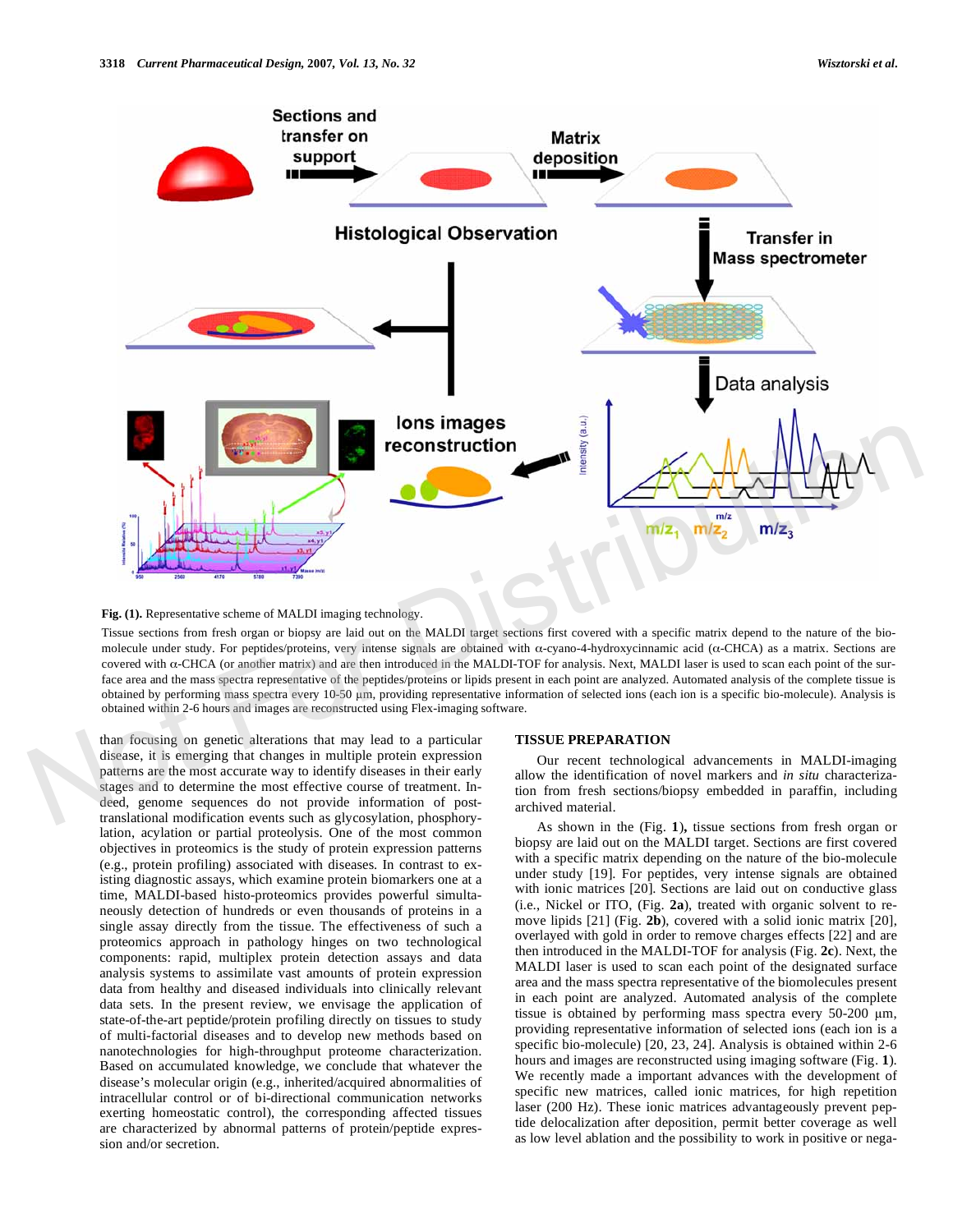**Fig. (1).** Representative scheme of MALDI imaging technology.

Tissue sections from fresh organ or biopsy are laid out on the MALDI target sections first covered with a specific matrix depend to the nature of the biomolecule under study. For peptides/proteins, very intense signals are obtained with α-cyano-4-hydroxycinnamic acid (α-CHCA) as a matrix. Sections are covered with α-CHCA (or another matrix) and are then introduced in the MALDI-TOF for analysis. Next, MALDI laser is used to scan each point of the surface area and the mass spectra representative of the peptides/proteins or lipids present in each point are analyzed. Automated analysis of the complete tissue is obtained by performing mass spectra every 10-50 µm, providing representative information of selected ions (each ion is a specific bio-molecule). Analysis is obtained within 2-6 hours and images are reconstructed using Flex-imaging software.

than focusing on genetic alterations that may lead to a particular disease, it is emerging that changes in multiple protein expression patterns are the most accurate way to identify diseases in their early stages and to determine the most effective course of treatment. Indeed, genome sequences do not provide information of post-translational modification events such as glycosylation, phosphorylation, acylation or partial proteolysis. One of the most common objectives in proteomics is the study of protein expression patterns (e.g., protein profiling) associated with diseases. In contrast to existing diagnostic assays, which examine protein biomarkers one at a time, MALDI-based histo-proteomics provides powerful simultaneously detection of hundreds or even thousands of proteins in a single assay directly from the tissue. The effectiveness of such a proteomics approach in pathology hinges on two technological components: rapid, multiplex protein detection assays and data analysis systems to assimilate vast amounts of protein expression data from healthy and diseased individuals into clinically relevant data sets. In the present review, we envisage the application of state-of-the-art peptide/protein profiling directly on tissues to study of multi-factorial diseases and to develop new methods based on nanotechnologies for high-throughput proteome characterization. Based on accumulated knowledge, we conclude that whatever the disease's molecular origin (e.g., inherited/acquired abnormalities of intracellular control or of bi-directional communication networks exerting homeostatic control), the corresponding affected tissues are characterized by abnormal patterns of protein/peptide expression and/or secretion.

## TISSUE PREPARATION

Our recent technological advancements in MALDI-imaging allow the identification of novel markers and *in situ* characterization from fresh sections/biopsy embedded in paraffin, including archived material.

As shown in the (Fig. **1**), tissue sections from fresh organ or biopsy are laid out on the MALDI target. Sections are first covered with a specific matrix depending on the nature of the bio-molecule under study [19]. For peptides, very intense signals are obtained with ionic matrices [20]. Sections are laid out on conductive glass (i.e., Nickel or ITO, (Fig. **2a**), treated with organic solvent to remove lipids [21] (Fig. **2b**), covered with a solid ionic matrix [20], overlayed with gold in order to remove charges effects [22] and are then introduced in the MALDI-TOF for analysis (Fig. **2c**). Next, the MALDI laser is used to scan each point of the designated surface area and the mass spectra representative of the biomolecules present in each point are analyzed. Automated analysis of the complete tissue is obtained by performing mass spectra every 50-200 µm, providing representative information of selected ions (each ion is a specific bio-molecule) [20, 23, 24]. Analysis is obtained within 2-6 hours and images are reconstructed using imaging software (Fig. **1**). We recently made a important advances with the development of specific new matrices, called ionic matrices, for high repetition laser (200 Hz). These ionic matrices advantageously prevent peptide delocalization after deposition, permit better coverage as well as low level ablation and the possibility to work in positive or nega-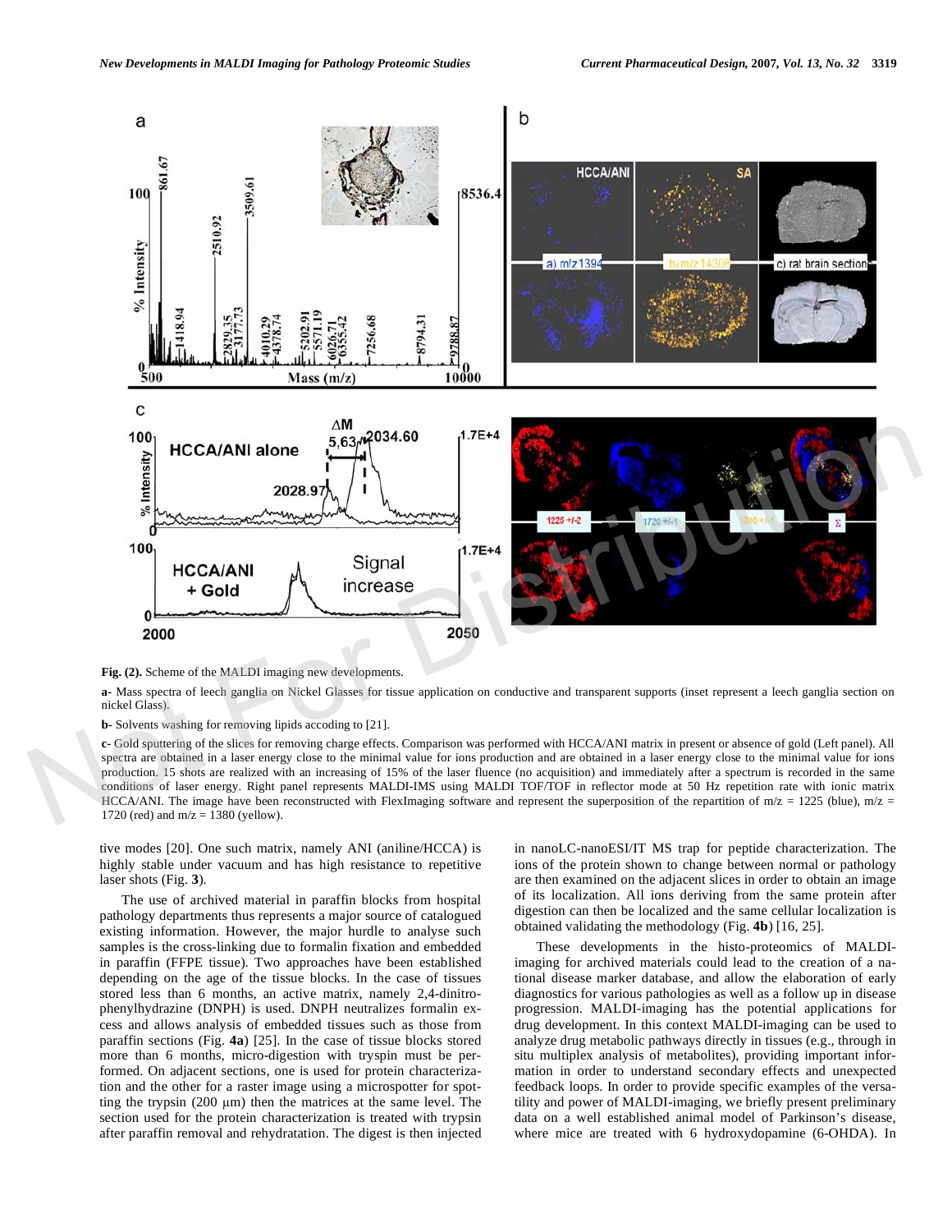**Fig. (2).** Scheme of the MALDI imaging new developments.

**a-** Mass spectra of leech ganglia on Nickel Glasses for tissue application on conductive and transparent supports (inset represent a leech ganglia section on nickel Glass).

**b-** Solvents washing for removing lipids accoding to [21].

**c-** Gold sputtering of the slices for removing charge effects. Comparison was performed with HCCA/ANI matrix in present or absence of gold (Left panel). All spectra are obtained in a laser energy close to the minimal value for ions production and are obtained in a laser energy close to the minimal value for ions production. 15 shots are realized with an increasing of 15% of the laser fluence (no acquisition) and immediately after a spectrum is recorded in the same conditions of laser energy. Right panel represents MALDI-IMS using MALDI TOF/TOF in reflector mode at 50 Hz repetition rate with ionic matrix HCCA/ANI. The image have been reconstructed with FlexImaging software and represent the superposition of the repartition of m/z = 1225 (blue), m/z = 1720 (red) and m/z = 1380 (yellow).

tive modes [20]. One such matrix, namely ANI (aniline/HCCA) is highly stable under vacuum and has high resistance to repetitive laser shots (Fig. **3**).

The use of archived material in paraffin blocks from hospital pathology departments thus represents a major source of catalogued existing information. However, the major hurdle to analyse such samples is the cross-linking due to formalin fixation and embedded in paraffin (FFPE tissue). Two approaches have been established depending on the age of the tissue blocks. In the case of tissues stored less than 6 months, an active matrix, namely 2,4-dinitrophenylhydrazine (DNPH) is used. DNPH neutralizes formalin excess and allows analysis of embedded tissues such as those from paraffin sections (Fig. **4a**) [25]. In the case of tissue blocks stored more than 6 months, micro-digestion with tryspin must be performed. On adjacent sections, one is used for protein characterization and the other for a raster image using a microspotter for spotting the trypsin (200 µm) then the matrices at the same level. The section used for the protein characterization is treated with trypsin after paraffin removal and rehydratation. The digest is then injected in nanoLC-nanoESI/IT MS trap for peptide characterization. The ions of the protein shown to change between normal or pathology are then examined on the adjacent slices in order to obtain an image of its localization. All ions deriving from the same protein after digestion can then be localized and the same cellular localization is obtained validating the methodology (Fig. **4b**) [16, 25].

These developments in the histo-proteomics of MALDI-imaging for archived materials could lead to the creation of a national disease marker database, and allow the elaboration of early diagnostics for various pathologies as well as a follow up in disease progression. MALDI-imaging has the potential applications for drug development. In this context MALDI-imaging can be used to analyze drug metabolic pathways directly in tissues (e.g., through in situ multiplex analysis of metabolites), providing important information in order to understand secondary effects and unexpected feedback loops. In order to provide specific examples of the versatility and power of MALDI-imaging, we briefly present preliminary data on a well established animal model of Parkinson's disease, where mice are treated with 6 hydroxydopamine (6-OHDA). In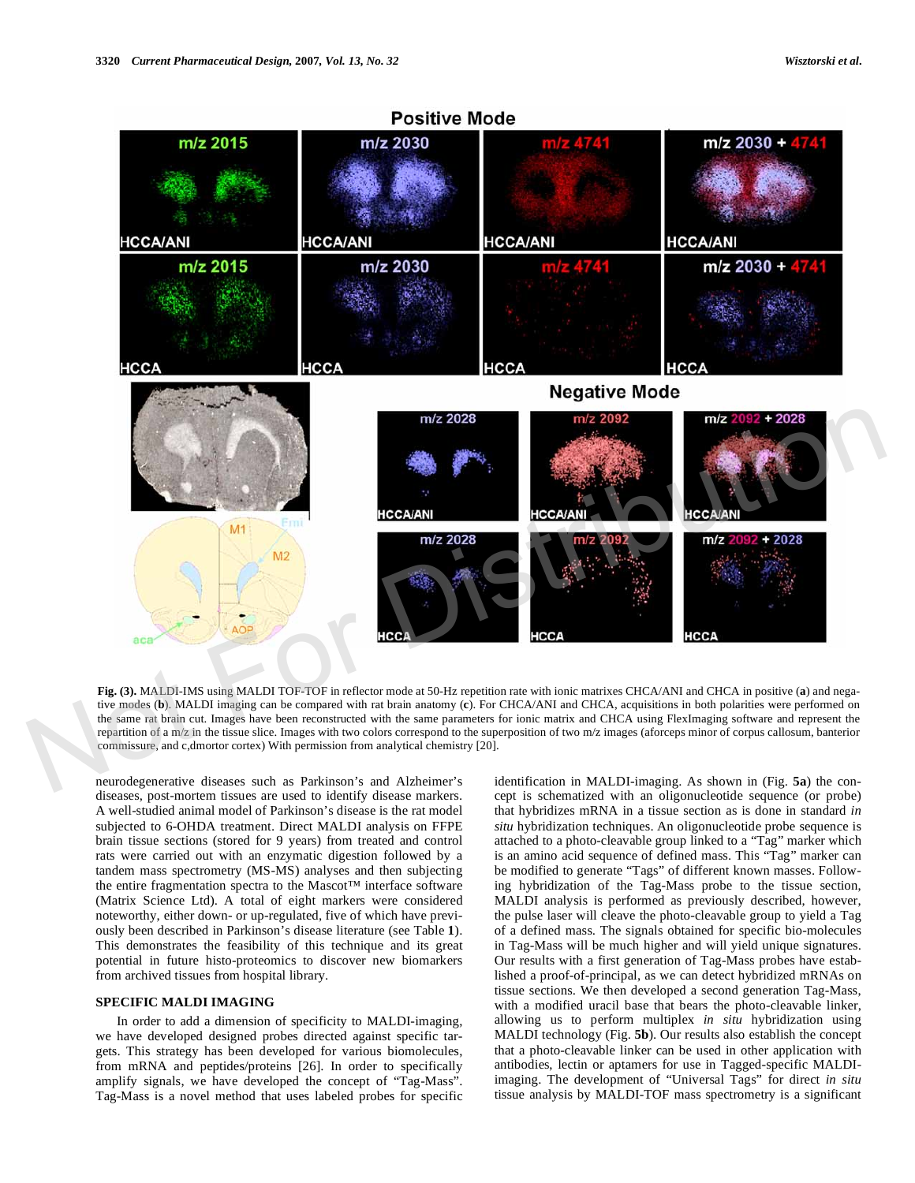**Fig. (3).** MALDI-IMS using MALDI TOF-TOF in reflector mode at 50-Hz repetition rate with ionic matrixes CHCA/ANI and CHCA in positive (**a**) and negative modes (**b**). MALDI imaging can be compared with rat brain anatomy (**c**). For CHCA/ANI and CHCA, acquisitions in both polarities were performed on the same rat brain cut. Images have been reconstructed with the same parameters for ionic matrix and CHCA using FlexImaging software and represent the repartition of a m/z in the tissue slice. Images with two colors correspond to the superposition of two m/z images (aforceps minor of corpus callosum, banterior commissure, and c,dmortor cortex) With permission from analytical chemistry [20].

neurodegenerative diseases such as Parkinson's and Alzheimer's diseases, post-mortem tissues are used to identify disease markers. A well-studied animal model of Parkinson's disease is the rat model subjected to 6-OHDA treatment. Direct MALDI analysis on FFPE brain tissue sections (stored for 9 years) from treated and control rats were carried out with an enzymatic digestion followed by a tandem mass spectrometry (MS-MS) analyses and then subjecting the entire fragmentation spectra to the Mascot™ interface software (Matrix Science Ltd). A total of eight markers were considered noteworthy, either down- or up-regulated, five of which have previously been described in Parkinson's disease literature (see Table **1**). This demonstrates the feasibility of this technique and its great potential in future histo-proteomics to discover new biomarkers from archived tissues from hospital library.

## SPECIFIC MALDI IMAGING

In order to add a dimension of specificity to MALDI-imaging, we have developed designed probes directed against specific targets. This strategy has been developed for various biomolecules, from mRNA and peptides/proteins [26]. In order to specifically amplify signals, we have developed the concept of "Tag-Mass". Tag-Mass is a novel method that uses labeled probes for specific identification in MALDI-imaging. As shown in (Fig. **5a**) the concept is schematized with an oligonucleotide sequence (or probe) that hybridizes mRNA in a tissue section as is done in standard *in situ* hybridization techniques. An oligonucleotide probe sequence is attached to a photo-cleavable group linked to a "Tag" marker which is an amino acid sequence of defined mass. This "Tag" marker can be modified to generate "Tags" of different known masses. Following hybridization of the Tag-Mass probe to the tissue section, MALDI analysis is performed as previously described, however, the pulse laser will cleave the photo-cleavable group to yield a Tag of a defined mass. The signals obtained for specific bio-molecules in Tag-Mass will be much higher and will yield unique signatures. Our results with a first generation of Tag-Mass probes have established a proof-of-principal, as we can detect hybridized mRNAs on tissue sections. We then developed a second generation Tag-Mass, with a modified uracil base that bears the photo-cleavable linker, allowing us to perform multiplex *in situ* hybridization using MALDI technology (Fig. **5b**). Our results also establish the concept that a photo-cleavable linker can be used in other application with antibodies, lectin or aptamers for use in Tagged-specific MALDI-imaging. The development of "Universal Tags" for direct *in situ* tissue analysis by MALDI-TOF mass spectrometry is a significant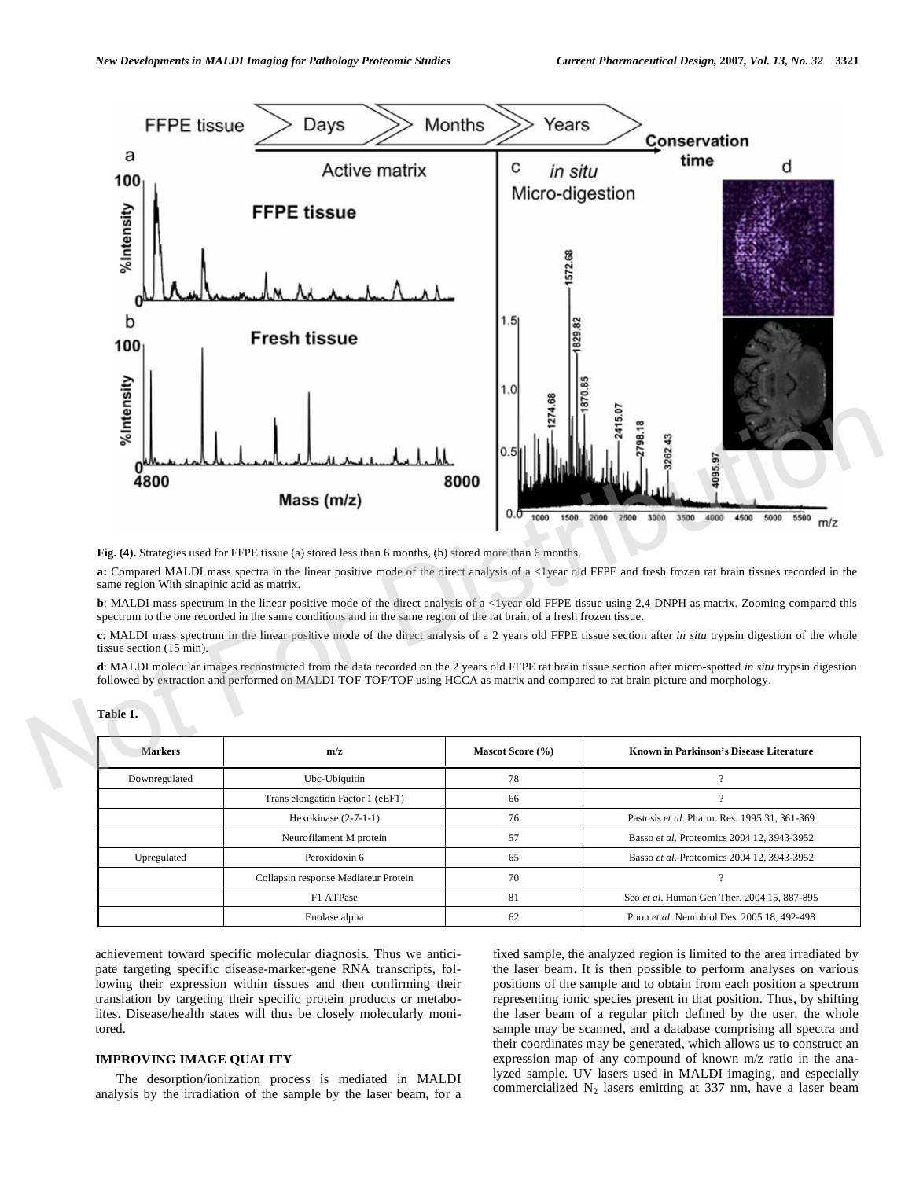**Fig. (4).** Strategies used for FFPE tissue (a) stored less than 6 months, (b) stored more than 6 months.

**a:** Compared MALDI mass spectra in the linear positive mode of the direct analysis of a <1year old FFPE and fresh frozen rat brain tissues recorded in the same region With sinapinic acid as matrix.

**b**: MALDI mass spectrum in the linear positive mode of the direct analysis of a <1year old FFPE tissue using 2,4-DNPH as matrix. Zooming compared this spectrum to the one recorded in the same conditions and in the same region of the rat brain of a fresh frozen tissue.

**c**: MALDI mass spectrum in the linear positive mode of the direct analysis of a 2 years old FFPE tissue section after *in situ* trypsin digestion of the whole tissue section (15 min).

**d**: MALDI molecular images reconstructed from the data recorded on the 2 years old FFPE rat brain tissue section after micro-spotted *in situ* trypsin digestion followed by extraction and performed on MALDI-TOF-TOF/TOF using HCCA as matrix and compared to rat brain picture and morphology.

**Table 1.**

| Markers | m/z | Mascot Score (%) | Known in Parkinson's Disease Literature |
|---|---|---|---|
| Downregulated | Ubc-Ubiquitin | 78 | ? |
| | Trans elongation Factor 1 (eEF1) | 66 | ? |
| | Hexokinase (2-7-1-1) | 76 | Pastosis *et al*. Pharm. Res. 1995 31, 361-369 |
| | Neurofilament M protein | 57 | Basso *et al*. Proteomics 2004 12, 3943-3952 |
| Upregulated | Peroxidoxin 6 | 65 | Basso *et al*. Proteomics 2004 12, 3943-3952 |
| | Collapsin response Mediateur Protein | 70 | ? |
| | F1 ATPase | 81 | Seo *et al*. Human Gen Ther. 2004 15, 887-895 |
| | Enolase alpha | 62 | Poon *et al*. Neurobiol Des. 2005 18, 492-498 |

achievement toward specific molecular diagnosis. Thus we anticipate targeting specific disease-marker-gene RNA transcripts, following their expression within tissues and then confirming their translation by targeting their specific protein products or metabolites. Disease/health states will thus be closely molecularly monitored.

## IMPROVING IMAGE QUALITY

The desorption/ionization process is mediated in MALDI analysis by the irradiation of the sample by the laser beam, for a fixed sample, the analyzed region is limited to the area irradiated by the laser beam. It is then possible to perform analyses on various positions of the sample and to obtain from each position a spectrum representing ionic species present in that position. Thus, by shifting the laser beam of a regular pitch defined by the user, the whole sample may be scanned, and a database comprising all spectra and their coordinates may be generated, which allows us to construct an expression map of any compound of known m/z ratio in the analyzed sample. UV lasers used in MALDI imaging, and especially commercialized $N_2$ lasers emitting at 337 nm, have a laser beam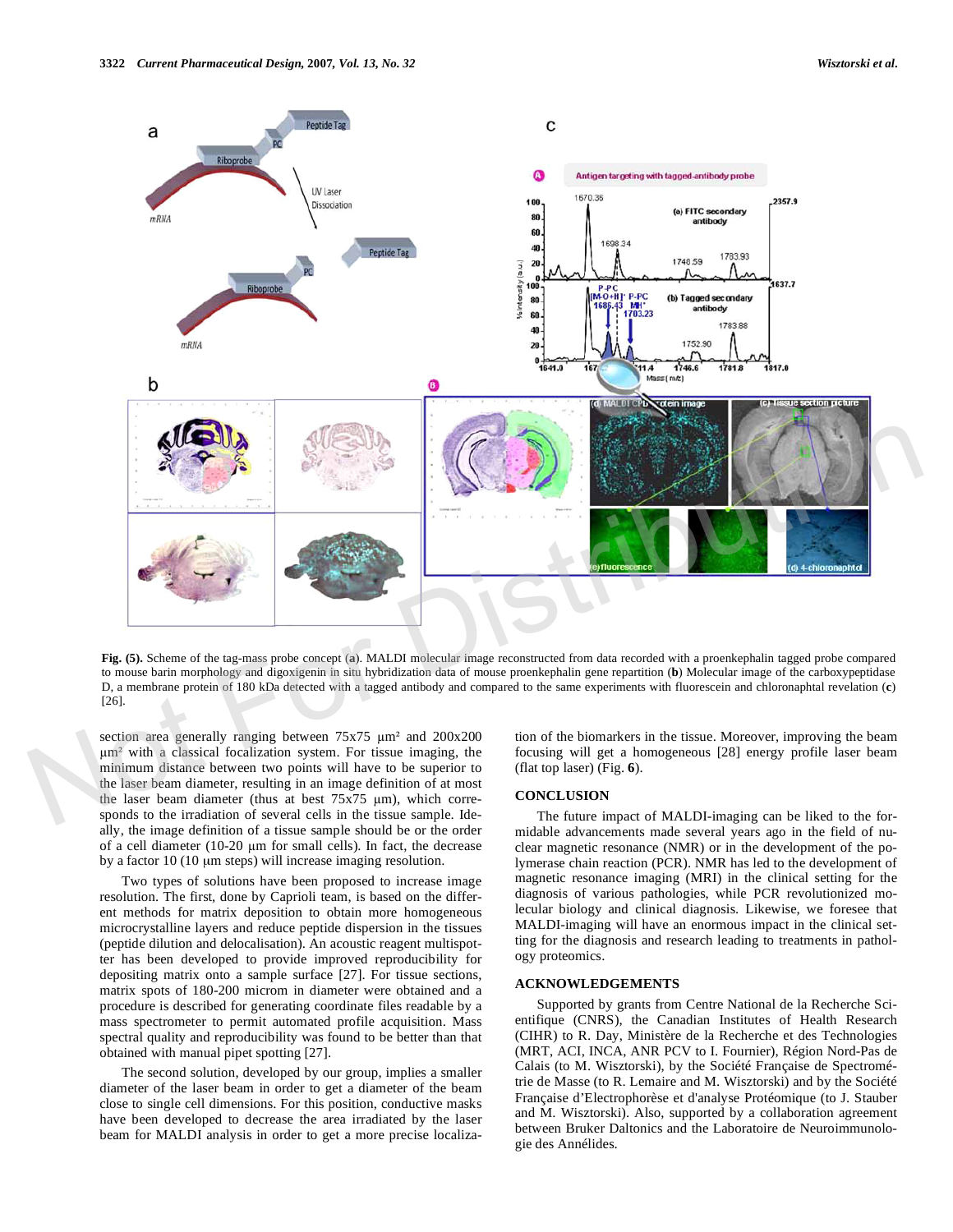**Fig. (5).** Scheme of the tag-mass probe concept (**a**). MALDI molecular image reconstructed from data recorded with a proenkephalin tagged probe compared to mouse barin morphology and digoxigenin in situ hybridization data of mouse proenkephalin gene repartition (**b**) Molecular image of the carboxypeptidase D, a membrane protein of 180 kDa detected with a tagged antibody and compared to the same experiments with fluorescein and chloronaphtal revelation (**c**) [26].

section area generally ranging between 75x75 µm² and 200x200 µm² with a classical focalization system. For tissue imaging, the minimum distance between two points will have to be superior to the laser beam diameter, resulting in an image definition of at most the laser beam diameter (thus at best 75x75 µm), which corresponds to the irradiation of several cells in the tissue sample. Ideally, the image definition of a tissue sample should be or the order of a cell diameter (10-20 µm for small cells). In fact, the decrease by a factor 10 (10 µm steps) will increase imaging resolution.

Two types of solutions have been proposed to increase image resolution. The first, done by Caprioli team, is based on the different methods for matrix deposition to obtain more homogeneous microcrystalline layers and reduce peptide dispersion in the tissues (peptide dilution and delocalisation). An acoustic reagent multispotter has been developed to provide improved reproducibility for depositing matrix onto a sample surface [27]. For tissue sections, matrix spots of 180-200 micron in diameter were obtained and a procedure is described for generating coordinate files readable by a mass spectrometer to permit automated profile acquisition. Mass spectral quality and reproducibility was found to be better than that obtained with manual pipet spotting [27].

The second solution, developed by our group, implies a smaller diameter of the laser beam in order to get a diameter of the beam close to single cell dimensions. For this position, conductive masks have been developed to decrease the area irradiated by the laser beam for MALDI analysis in order to get a more precise localization of the biomarkers in the tissue. Moreover, improving the beam focusing will get a homogeneous [28] energy profile laser beam (flat top laser) (Fig. **6**).

## CONCLUSION

The future impact of MALDI-imaging can be liked to the formidable advancements made several years ago in the field of nuclear magnetic resonance (NMR) or in the development of the polymerase chain reaction (PCR). NMR has led to the development of magnetic resonance imaging (MRI) in the clinical setting for the diagnosis of various pathologies, while PCR revolutionized molecular biology and clinical diagnosis. Likewise, we foresee that MALDI-imaging will have an enormous impact in the clinical setting for the diagnosis and research leading to treatments in pathology proteomics.

## ACKNOWLEDGEMENTS

Supported by grants from Centre National de la Recherche Scientifique (CNRS), the Canadian Institutes of Health Research (CIHR) to R. Day, Ministère de la Recherche et des Technologies (MRT, ACI, INCA, ANR PCV to I. Fournier), Région Nord-Pas de Calais (to M. Wisztorski), by the Société Française de Spectrométrie de Masse (to R. Lemaire and M. Wisztorski) and by the Société Française d'Electrophorèse et d'analyse Protéomique (to J. Stauber and M. Wisztorski). Also, supported by a collaboration agreement between Bruker Daltonics and the Laboratoire de Neuroimmunologie des Annélides.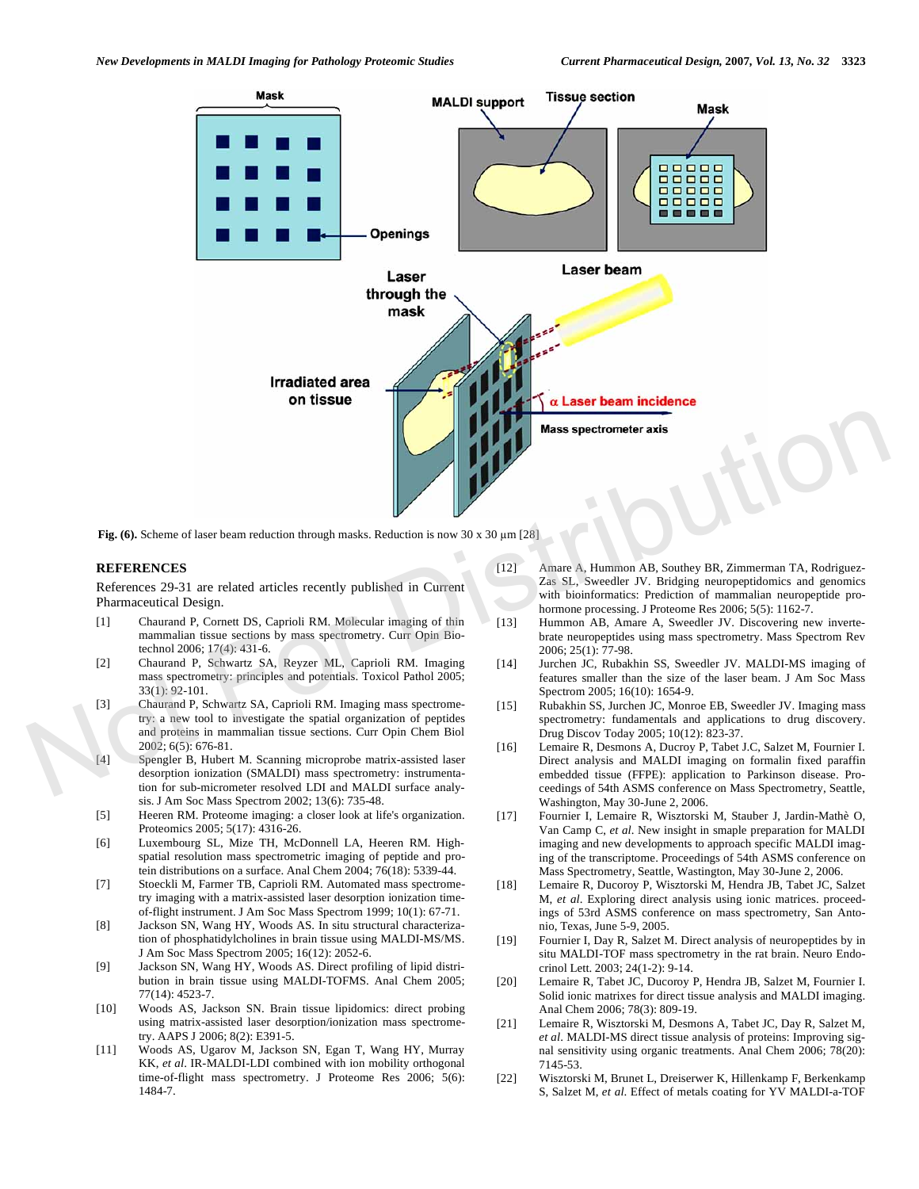Fig. (6). Scheme of laser beam reduction through masks. Reduction is now 30 x 30 µm [28]

## REFERENCES

References 29-31 are related articles recently published in Current Pharmaceutical Design.

[1] Chaurand P, Cornett DS, Caprioli RM. Molecular imaging of thin mammalian tissue sections by mass spectrometry. Curr Opin Biotechnol 2006; 17(4): 431-6.

[2] Chaurand P, Schwartz SA, Reyzer ML, Caprioli RM. Imaging mass spectrometry: principles and potentials. Toxicol Pathol 2005; 33(1): 92-101.

[3] Chaurand P, Schwartz SA, Caprioli RM. Imaging mass spectrometry: a new tool to investigate the spatial organization of peptides and proteins in mammalian tissue sections. Curr Opin Chem Biol 2002; 6(5): 676-81.

[4] Spengler B, Hubert M. Scanning microprobe matrix-assisted laser desorption ionization (SMALDI) mass spectrometry: instrumentation for sub-micrometer resolved LDI and MALDI surface analysis. J Am Soc Mass Spectrom 2002; 13(6): 735-48.

[5] Heeren RM. Proteome imaging: a closer look at life's organization. Proteomics 2005; 5(17): 4316-26.

[6] Luxembourg SL, Mize TH, McDonnell LA, Heeren RM. High-spatial resolution mass spectrometric imaging of peptide and protein distributions on a surface. Anal Chem 2004; 76(18): 5339-44.

[7] Stoeckli M, Farmer TB, Caprioli RM. Automated mass spectrometry imaging with a matrix-assisted laser desorption ionization time-of-flight instrument. J Am Soc Mass Spectrom 1999; 10(1): 67-71.

[8] Jackson SN, Wang HY, Woods AS. In situ structural characterization of phosphatidylcholines in brain tissue using MALDI-MS/MS. J Am Soc Mass Spectrom 2005; 16(12): 2052-6.

[9] Jackson SN, Wang HY, Woods AS. Direct profiling of lipid distribution in brain tissue using MALDI-TOFMS. Anal Chem 2005; 77(14): 4523-7.

[10] Woods AS, Jackson SN. Brain tissue lipidomics: direct probing using matrix-assisted laser desorption/ionization mass spectrometry. AAPS J 2006; 8(2): E391-5.

[11] Woods AS, Ugarov M, Jackson SN, Egan T, Wang HY, Murray KK, *et al*. IR-MALDI-LDI combined with ion mobility orthogonal time-of-flight mass spectrometry. J Proteome Res 2006; 5(6): 1484-7.

[12] Amare A, Hummon AB, Southey BR, Zimmerman TA, Rodriguez-Zas SL, Sweedler JV. Bridging neuropeptidomics and genomics with bioinformatics: Prediction of mammalian neuropeptide prohormone processing. J Proteome Res 2006; 5(5): 1162-7.

[13] Hummon AB, Amare A, Sweedler JV. Discovering new invertebrate neuropeptides using mass spectrometry. Mass Spectrom Rev 2006; 25(1): 77-98.

[14] Jurchen JC, Rubakhin SS, Sweedler JV. MALDI-MS imaging of features smaller than the size of the laser beam. J Am Soc Mass Spectrom 2005; 16(10): 1654-9.

[15] Rubakhin SS, Jurchen JC, Monroe EB, Sweedler JV. Imaging mass spectrometry: fundamentals and applications to drug discovery. Drug Discov Today 2005; 10(12): 823-37.

[16] Lemaire R, Desmons A, Ducroy P, Tabet J.C, Salzet M, Fournier I. Direct analysis and MALDI imaging on formalin fixed paraffin embedded tissue (FFPE): application to Parkinson disease. Proceedings of 54th ASMS conference on Mass Spectrometry, Seattle, Washington, May 30-June 2, 2006.

[17] Fournier I, Lemaire R, Wisztorski M, Stauber J, Jardin-Mathè O, Van Camp C, *et al*. New insight in smaple preparation for MALDI imaging and new developments to approach specific MALDI imaging of the transcriptome. Proceedings of 54th ASMS conference on Mass Spectrometry, Seattle, Wastington, May 30-June 2, 2006.

[18] Lemaire R, Ducoroy P, Wisztorski M, Hendra JB, Tabet JC, Salzet M, *et al*. Exploring direct analysis using ionic matrices. proceedings of 53rd ASMS conference on mass spectrometry, San Antonio, Texas, June 5-9, 2005.

[19] Fournier I, Day R, Salzet M. Direct analysis of neuropeptides by in situ MALDI-TOF mass spectrometry in the rat brain. Neuro Endocrinol Lett. 2003; 24(1-2): 9-14.

[20] Lemaire R, Tabet JC, Ducoroy P, Hendra JB, Salzet M, Fournier I. Solid ionic matrixes for direct tissue analysis and MALDI imaging. Anal Chem 2006; 78(3): 809-19.

[21] Lemaire R, Wisztorski M, Desmons A, Tabet JC, Day R, Salzet M, *et al*. MALDI-MS direct tissue analysis of proteins: Improving signal sensitivity using organic treatments. Anal Chem 2006; 78(20): 7145-53.

[22] Wisztorski M, Brunet L, Dreiserwer K, Hillenkamp F, Berkenkamp S, Salzet M, *et al*. Effect of metals coating for YV MALDI-a-TOF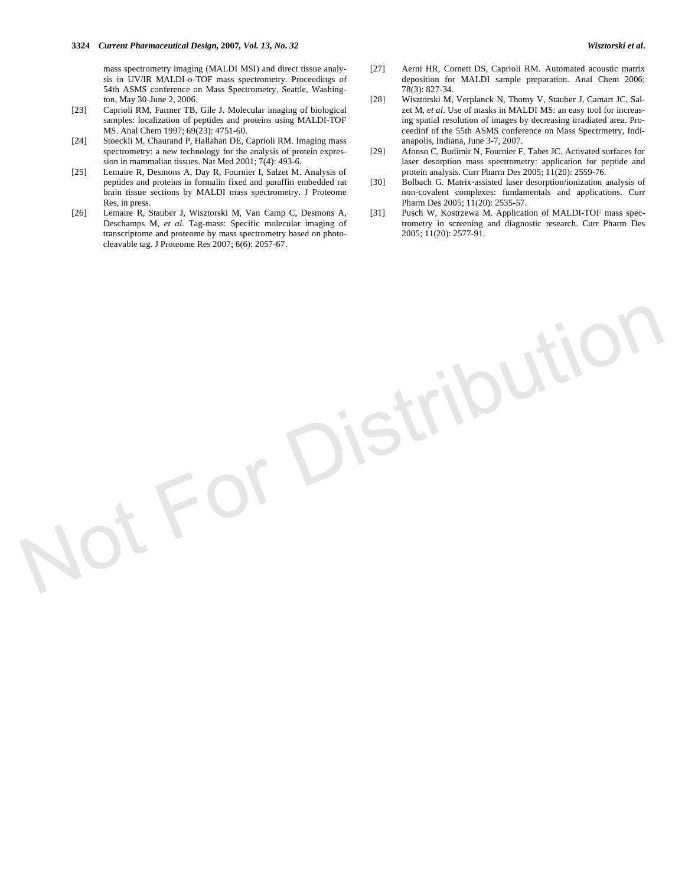mass spectrometry imaging (MALDI MSI) and direct tissue analysis in UV/IR MALDI-o-TOF mass spectrometry. Proceedings of 54th ASMS conference on Mass Spectrometry, Seattle, Washington, May 30-June 2, 2006.

[23] Caprioli RM, Farmer TB, Gile J. Molecular imaging of biological samples: localization of peptides and proteins using MALDI-TOF MS. Anal Chem 1997; 69(23): 4751-60.

[24] Stoeckli M, Chaurand P, Hallahan DE, Caprioli RM. Imaging mass spectrometry: a new technology for the analysis of protein expression in mammalian tissues. Nat Med 2001; 7(4): 493-6.

[25] Lemaire R, Desmons A, Day R, Fournier I, Salzet M. Analysis of peptides and proteins in formalin fixed and paraffin embedded rat brain tissue sections by MALDI mass spectrometry. J Proteome Res, in press.

[26] Lemaire R, Stauber J, Wisztorski M, Van Camp C, Desmons A, Deschamps M, *et al.* Tag-mass: Specific molecular imaging of transcriptome and proteome by mass spectrometry based on photocleavable tag. J Proteome Res 2007; 6(6): 2057-67.

[27] Aerni HR, Cornett DS, Caprioli RM. Automated acoustic matrix deposition for MALDI sample preparation. Anal Chem 2006; 78(3): 827-34.

[28] Wisztorski M, Verplanck N, Thomy V, Stauber J, Camart JC, Salzet M, *et al*. Use of masks in MALDI MS: an easy tool for increasing spatial resolution of images by decreasing irradiated area. Proceedinf of the 55th ASMS conference on Mass Spectrmetry, Indianapolis, Indiana, June 3-7, 2007.

[29] Afonso C, Budimir N, Fournier F, Tabet JC. Activated surfaces for laser desorption mass spectrometry: application for peptide and protein analysis. Curr Pharm Des 2005; 11(20): 2559-76.

[30] Bolbach G. Matrix-assisted laser desorption/ionization analysis of non-covalent complexes: fundamentals and applications. Curr Pharm Des 2005; 11(20): 2535-57.

[31] Pusch W, Kostrzewa M. Application of MALDI-TOF mass spectrometry in screening and diagnostic research. Curr Pharm Des 2005; 11(20): 2577-91.